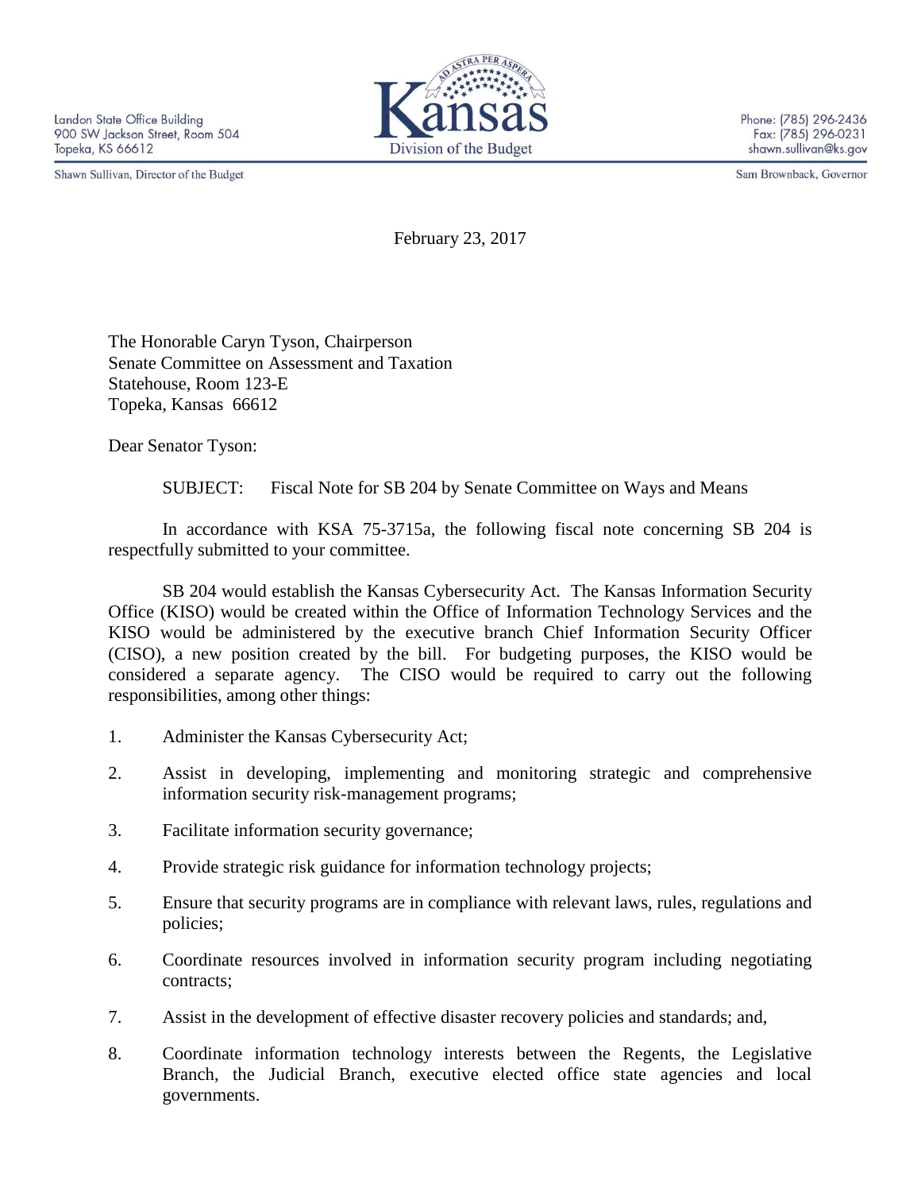Landon State Office Building
900 SW Jackson Street, Room 504
Topeka, KS 66612

Shawn Sullivan, Director of the Budget

Kansas
Division of the Budget

Phone: (785) 296-2436
Fax: (785) 296-0231
shawn.sullivan@ks.gov

Sam Brownback, Governor

February 23, 2017

The Honorable Caryn Tyson, Chairperson
Senate Committee on Assessment and Taxation
Statehouse, Room 123-E
Topeka, Kansas 66612

Dear Senator Tyson:

SUBJECT: Fiscal Note for SB 204 by Senate Committee on Ways and Means

In accordance with KSA 75-3715a, the following fiscal note concerning SB 204 is respectfully submitted to your committee.

SB 204 would establish the Kansas Cybersecurity Act. The Kansas Information Security Office (KISO) would be created within the Office of Information Technology Services and the KISO would be administered by the executive branch Chief Information Security Officer (CISO), a new position created by the bill. For budgeting purposes, the KISO would be considered a separate agency. The CISO would be required to carry out the following responsibilities, among other things:

1. Administer the Kansas Cybersecurity Act;
2. Assist in developing, implementing and monitoring strategic and comprehensive information security risk-management programs;
3. Facilitate information security governance;
4. Provide strategic risk guidance for information technology projects;
5. Ensure that security programs are in compliance with relevant laws, rules, regulations and policies;
6. Coordinate resources involved in information security program including negotiating contracts;
7. Assist in the development of effective disaster recovery policies and standards; and,
8. Coordinate information technology interests between the Regents, the Legislative Branch, the Judicial Branch, executive elected office state agencies and local governments.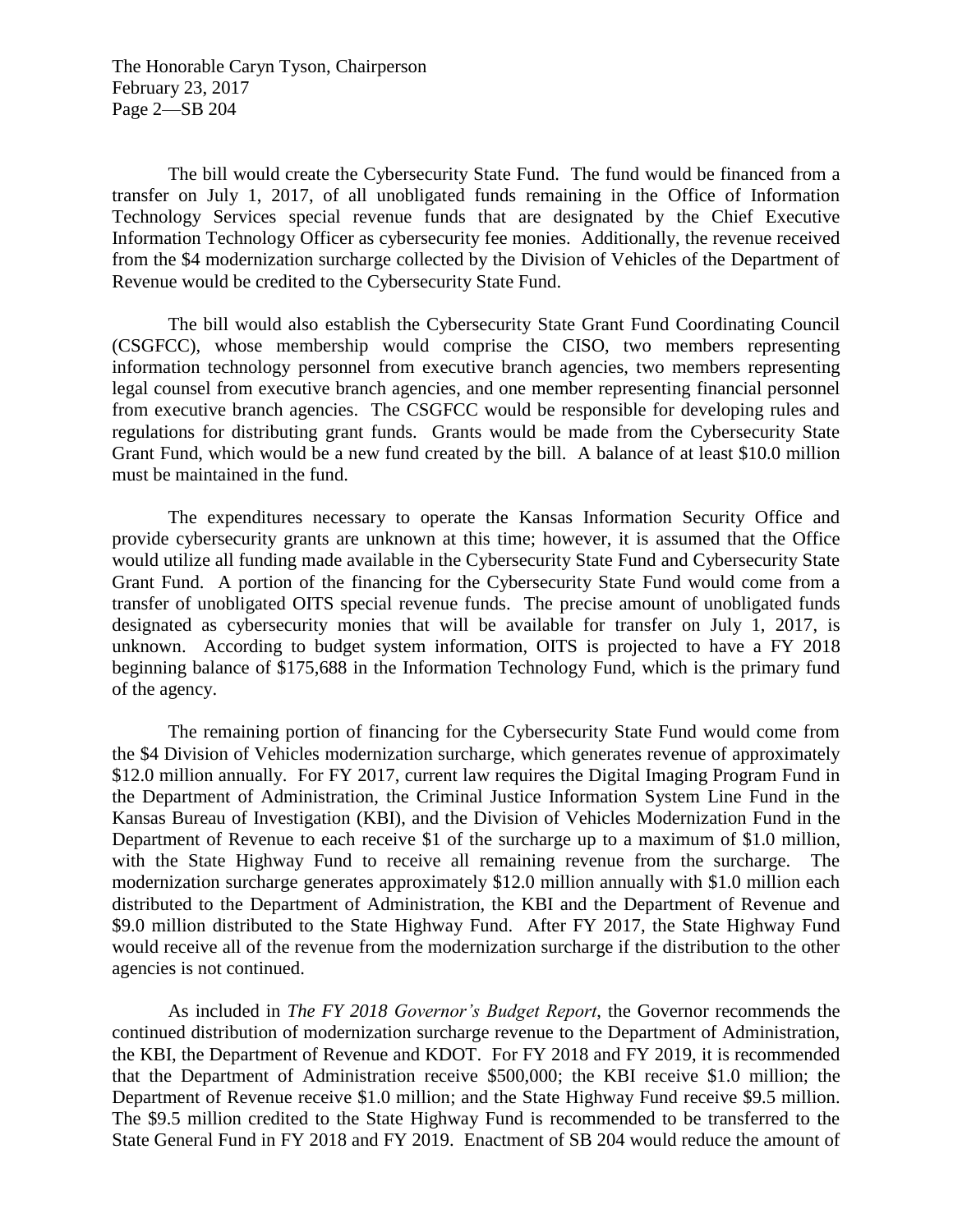The bill would create the Cybersecurity State Fund. The fund would be financed from a transfer on July 1, 2017, of all unobligated funds remaining in the Office of Information Technology Services special revenue funds that are designated by the Chief Executive Information Technology Officer as cybersecurity fee monies. Additionally, the revenue received from the $4 modernization surcharge collected by the Division of Vehicles of the Department of Revenue would be credited to the Cybersecurity State Fund.

The bill would also establish the Cybersecurity State Grant Fund Coordinating Council (CSGFCC), whose membership would comprise the CISO, two members representing information technology personnel from executive branch agencies, two members representing legal counsel from executive branch agencies, and one member representing financial personnel from executive branch agencies. The CSGFCC would be responsible for developing rules and regulations for distributing grant funds. Grants would be made from the Cybersecurity State Grant Fund, which would be a new fund created by the bill. A balance of at least $10.0 million must be maintained in the fund.

The expenditures necessary to operate the Kansas Information Security Office and provide cybersecurity grants are unknown at this time; however, it is assumed that the Office would utilize all funding made available in the Cybersecurity State Fund and Cybersecurity State Grant Fund. A portion of the financing for the Cybersecurity State Fund would come from a transfer of unobligated OITS special revenue funds. The precise amount of unobligated funds designated as cybersecurity monies that will be available for transfer on July 1, 2017, is unknown. According to budget system information, OITS is projected to have a FY 2018 beginning balance of $175,688 in the Information Technology Fund, which is the primary fund of the agency.

The remaining portion of financing for the Cybersecurity State Fund would come from the $4 Division of Vehicles modernization surcharge, which generates revenue of approximately $12.0 million annually. For FY 2017, current law requires the Digital Imaging Program Fund in the Department of Administration, the Criminal Justice Information System Line Fund in the Kansas Bureau of Investigation (KBI), and the Division of Vehicles Modernization Fund in the Department of Revenue to each receive $1 of the surcharge up to a maximum of $1.0 million, with the State Highway Fund to receive all remaining revenue from the surcharge. The modernization surcharge generates approximately $12.0 million annually with $1.0 million each distributed to the Department of Administration, the KBI and the Department of Revenue and $9.0 million distributed to the State Highway Fund. After FY 2017, the State Highway Fund would receive all of the revenue from the modernization surcharge if the distribution to the other agencies is not continued.

As included in *The FY 2018 Governor's Budget Report*, the Governor recommends the continued distribution of modernization surcharge revenue to the Department of Administration, the KBI, the Department of Revenue and KDOT. For FY 2018 and FY 2019, it is recommended that the Department of Administration receive $500,000; the KBI receive $1.0 million; the Department of Revenue receive $1.0 million; and the State Highway Fund receive $9.5 million. The $9.5 million credited to the State Highway Fund is recommended to be transferred to the State General Fund in FY 2018 and FY 2019. Enactment of SB 204 would reduce the amount of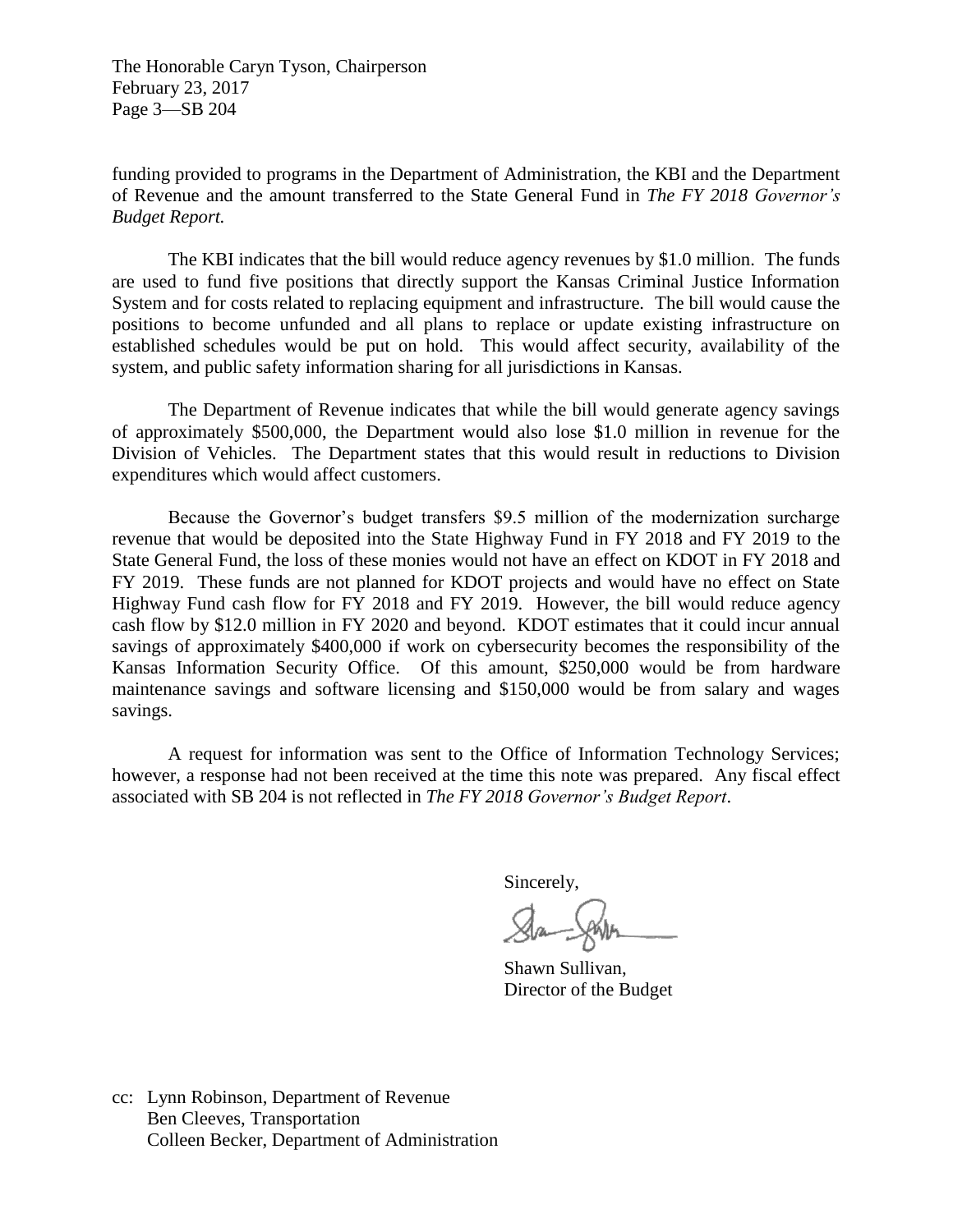funding provided to programs in the Department of Administration, the KBI and the Department of Revenue and the amount transferred to the State General Fund in *The FY 2018 Governor's Budget Report.*

The KBI indicates that the bill would reduce agency revenues by $1.0 million. The funds are used to fund five positions that directly support the Kansas Criminal Justice Information System and for costs related to replacing equipment and infrastructure. The bill would cause the positions to become unfunded and all plans to replace or update existing infrastructure on established schedules would be put on hold. This would affect security, availability of the system, and public safety information sharing for all jurisdictions in Kansas.

The Department of Revenue indicates that while the bill would generate agency savings of approximately $500,000, the Department would also lose $1.0 million in revenue for the Division of Vehicles. The Department states that this would result in reductions to Division expenditures which would affect customers.

Because the Governor's budget transfers $9.5 million of the modernization surcharge revenue that would be deposited into the State Highway Fund in FY 2018 and FY 2019 to the State General Fund, the loss of these monies would not have an effect on KDOT in FY 2018 and FY 2019. These funds are not planned for KDOT projects and would have no effect on State Highway Fund cash flow for FY 2018 and FY 2019. However, the bill would reduce agency cash flow by $12.0 million in FY 2020 and beyond. KDOT estimates that it could incur annual savings of approximately $400,000 if work on cybersecurity becomes the responsibility of the Kansas Information Security Office. Of this amount, $250,000 would be from hardware maintenance savings and software licensing and $150,000 would be from salary and wages savings.

A request for information was sent to the Office of Information Technology Services; however, a response had not been received at the time this note was prepared. Any fiscal effect associated with SB 204 is not reflected in *The FY 2018 Governor's Budget Report*.

Sincerely,

Shawn Sullivan,
Director of the Budget

cc: Lynn Robinson, Department of Revenue
Ben Cleeves, Transportation
Colleen Becker, Department of Administration